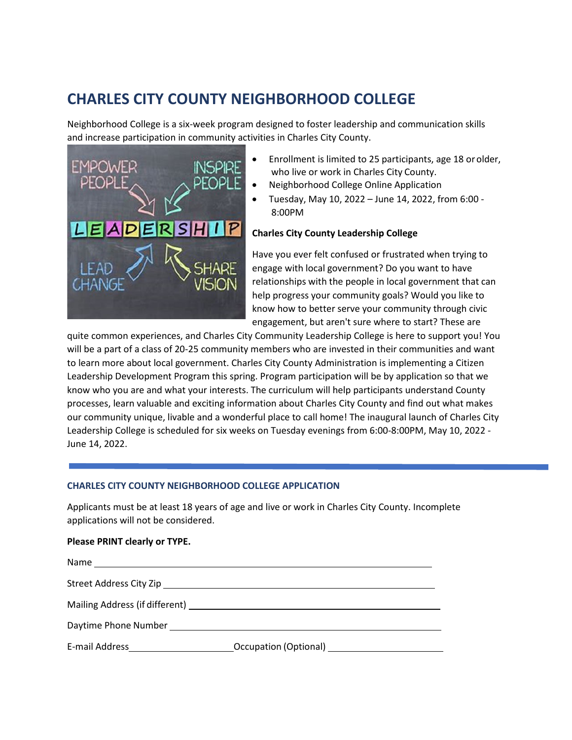# CHARLES CITY COUNTY NEIGHBORHOOD COLLEGE

Neighborhood College is a six-week program designed to foster leadership and communication skills and increase participation in community activities in Charles City County.

- Enrollment is limited to 25 participants, age 18 or older, who live or work in Charles City County.
- Neighborhood College Online Application
- Tuesday, May 10, 2022 – June 14, 2022, from 6:00 - 8:00PM

**Charles City County Leadership College**

Have you ever felt confused or frustrated when trying to engage with local government? Do you want to have relationships with the people in local government that can help progress your community goals? Would you like to know how to better serve your community through civic engagement, but aren't sure where to start? These are quite common experiences, and Charles City Community Leadership College is here to support you! You will be a part of a class of 20-25 community members who are invested in their communities and want to learn more about local government. Charles City County Administration is implementing a Citizen Leadership Development Program this spring. Program participation will be by application so that we know who you are and what your interests. The curriculum will help participants understand County processes, learn valuable and exciting information about Charles City County and find out what makes our community unique, livable and a wonderful place to call home! The inaugural launch of Charles City Leadership College is scheduled for six weeks on Tuesday evenings from 6:00-8:00PM, May 10, 2022 - June 14, 2022.

---

### CHARLES CITY COUNTY NEIGHBORHOOD COLLEGE APPLICATION

Applicants must be at least 18 years of age and live or work in Charles City County. Incomplete applications will not be considered.

**Please PRINT clearly or TYPE.**

Name ______________________________________________

Street Address City Zip ______________________________________________

Mailing Address (if different) ______________________________________________

Daytime Phone Number ______________________________________________

E-mail Address ____________________ Occupation (Optional) ____________________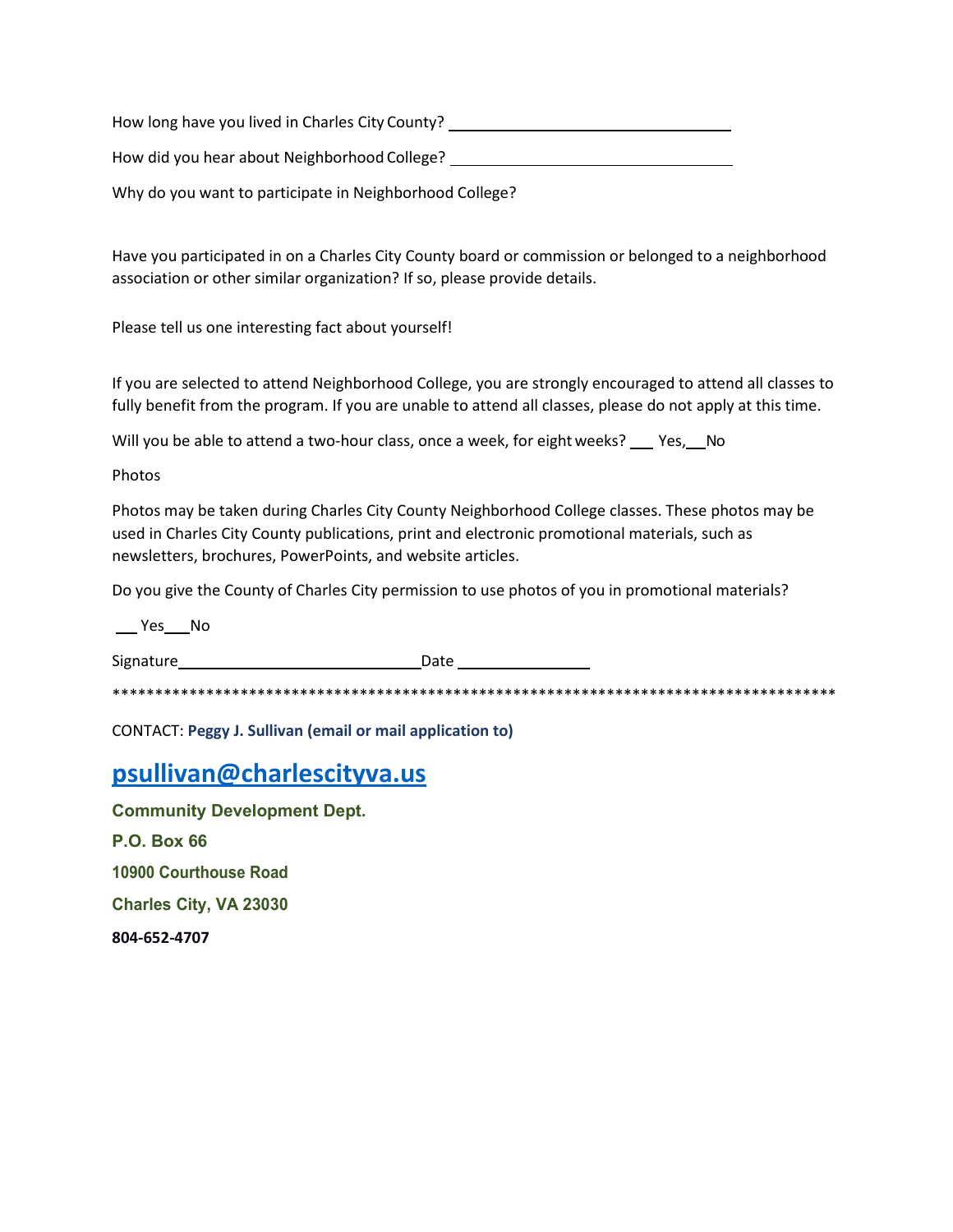How long have you lived in Charles City County? ______________________________

How did you hear about Neighborhood College? ______________________________

Why do you want to participate in Neighborhood College?

Have you participated in on a Charles City County board or commission or belonged to a neighborhood association or other similar organization? If so, please provide details.

Please tell us one interesting fact about yourself!

If you are selected to attend Neighborhood College, you are strongly encouraged to attend all classes to fully benefit from the program. If you are unable to attend all classes, please do not apply at this time.

Will you be able to attend a two-hour class, once a week, for eight weeks? ___ Yes, ___ No

Photos

Photos may be taken during Charles City County Neighborhood College classes. These photos may be used in Charles City County publications, print and electronic promotional materials, such as newsletters, brochures, PowerPoints, and website articles.

Do you give the County of Charles City permission to use photos of you in promotional materials?

___ Yes ___ No

Signature ___________________________ Date _______________

*****************************************************************************************

CONTACT: **Peggy J. Sullivan (email or mail application to)**

## psullivan@charlescityva.us

**Community Development Dept.**

**P.O. Box 66**

**10900 Courthouse Road**

**Charles City, VA 23030**

**804-652-4707**